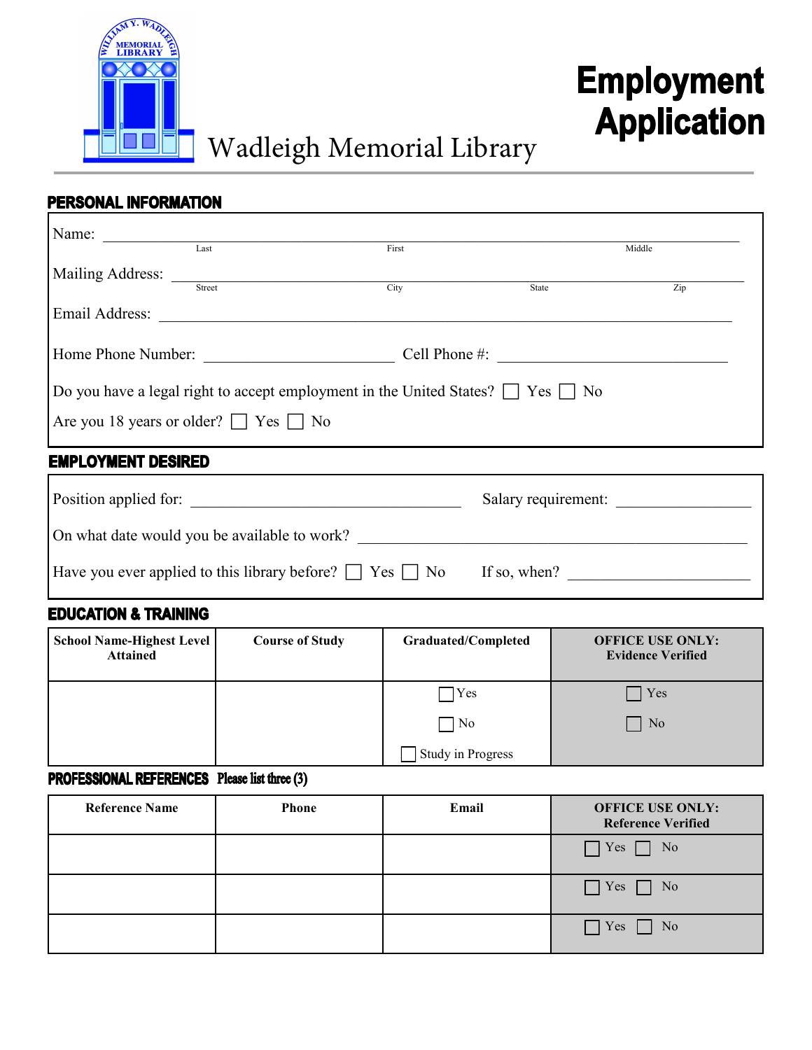Wadleigh Memorial Library

# Employment Application

## PERSONAL INFORMATION

Name: ______________________________________________________________
Last                First                Middle

Mailing Address: _____________________________________________________
Street                City                State                Zip

Email Address: ______________________________________________________

Home Phone Number: ____________________ Cell Phone #: ____________________

Do you have a legal right to accept employment in the United States? ☐ Yes ☐ No

Are you 18 years or older? ☐ Yes ☐ No

## EMPLOYMENT DESIRED

Position applied for: ____________________________ Salary requirement: ______________

On what date would you be available to work? ________________________________________

Have you ever applied to this library before? ☐ Yes ☐ No If so, when? ____________________

## EDUCATION & TRAINING

| School Name-Highest Level Attained | Course of Study | Graduated/Completed | OFFICE USE ONLY: Evidence Verified |
|---|---|---|---|
| | | ☐ Yes<br>☐ No<br>☐ Study in Progress | ☐ Yes<br>☐ No |

## PROFESSIONAL REFERENCES Please list three (3)

| Reference Name | Phone | Email | OFFICE USE ONLY: Reference Verified |
|---|---|---|---|
| | | | ☐ Yes ☐ No |
| | | | ☐ Yes ☐ No |
| | | | ☐ Yes ☐ No |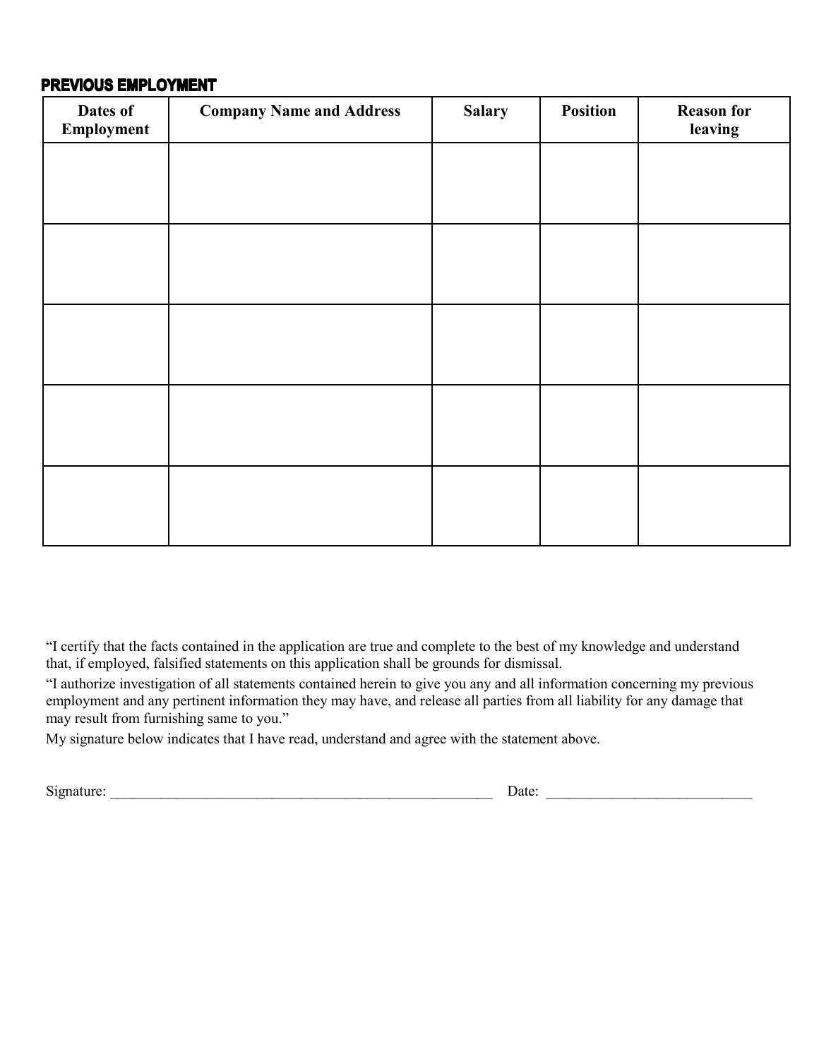## PREVIOUS EMPLOYMENT

| Dates of Employment | Company Name and Address | Salary | Position | Reason for leaving |
|---|---|---|---|---|
| | | | | |
| | | | | |
| | | | | |
| | | | | |
| | | | | |

"I certify that the facts contained in the application are true and complete to the best of my knowledge and understand that, if employed, falsified statements on this application shall be grounds for dismissal.

"I authorize investigation of all statements contained herein to give you any and all information concerning my previous employment and any pertinent information they may have, and release all parties from all liability for any damage that may result from furnishing same to you."

My signature below indicates that I have read, understand and agree with the statement above.

Signature: ______________________________________________________ Date: ____________________________